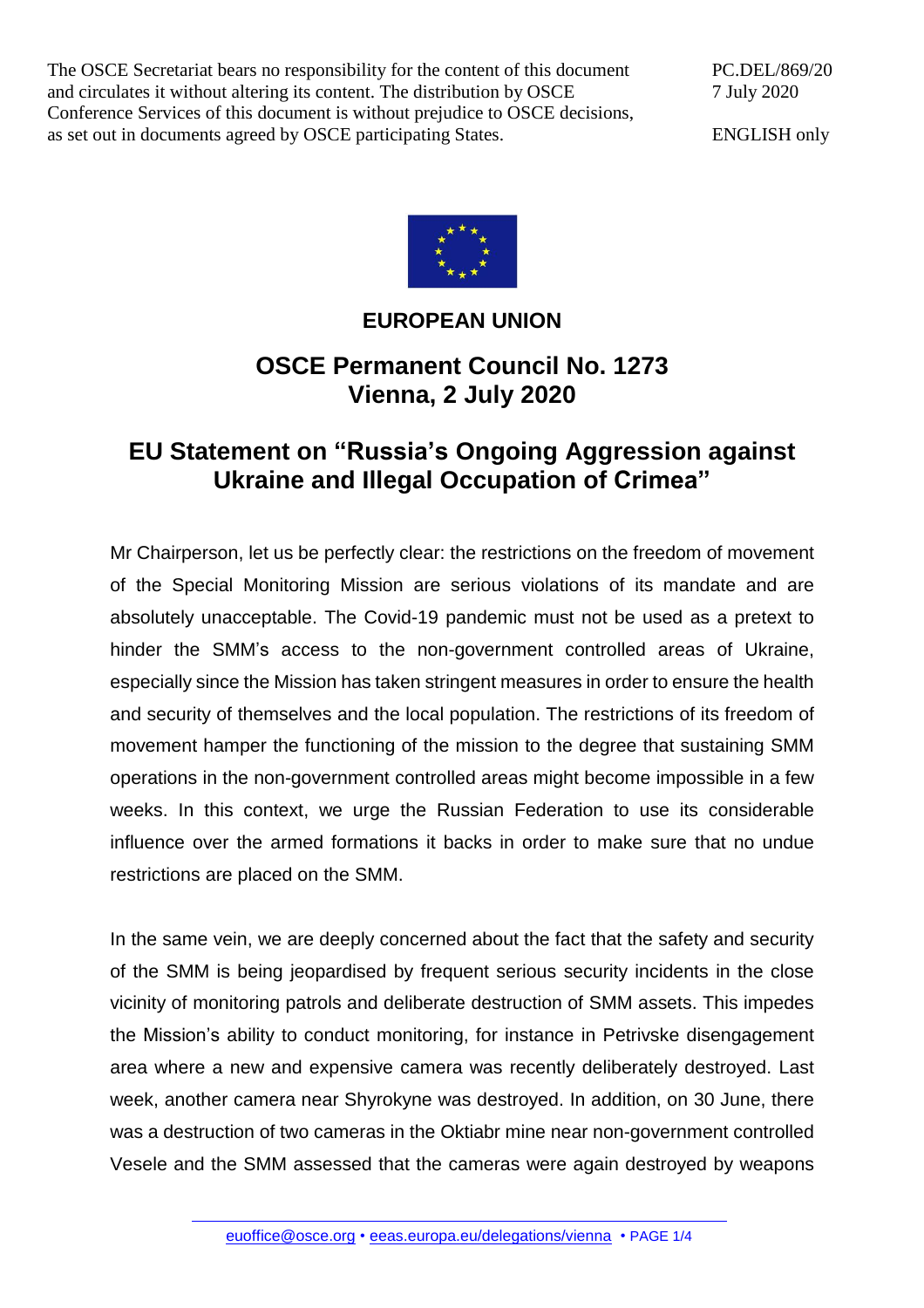The OSCE Secretariat bears no responsibility for the content of this document and circulates it without altering its content. The distribution by OSCE Conference Services of this document is without prejudice to OSCE decisions, as set out in documents agreed by OSCE participating States.

PC.DEL/869/20
7 July 2020

ENGLISH only

**EUROPEAN UNION**

## OSCE Permanent Council No. 1273
## Vienna, 2 July 2020

# EU Statement on “Russia’s Ongoing Aggression against Ukraine and Illegal Occupation of Crimea”

Mr Chairperson, let us be perfectly clear: the restrictions on the freedom of movement of the Special Monitoring Mission are serious violations of its mandate and are absolutely unacceptable. The Covid-19 pandemic must not be used as a pretext to hinder the SMM’s access to the non-government controlled areas of Ukraine, especially since the Mission has taken stringent measures in order to ensure the health and security of themselves and the local population. The restrictions of its freedom of movement hamper the functioning of the mission to the degree that sustaining SMM operations in the non-government controlled areas might become impossible in a few weeks. In this context, we urge the Russian Federation to use its considerable influence over the armed formations it backs in order to make sure that no undue restrictions are placed on the SMM.

In the same vein, we are deeply concerned about the fact that the safety and security of the SMM is being jeopardised by frequent serious security incidents in the close vicinity of monitoring patrols and deliberate destruction of SMM assets. This impedes the Mission’s ability to conduct monitoring, for instance in Petrivske disengagement area where a new and expensive camera was recently deliberately destroyed. Last week, another camera near Shyrokyne was destroyed. In addition, on 30 June, there was a destruction of two cameras in the Oktiabr mine near non-government controlled Vesele and the SMM assessed that the cameras were again destroyed by weapons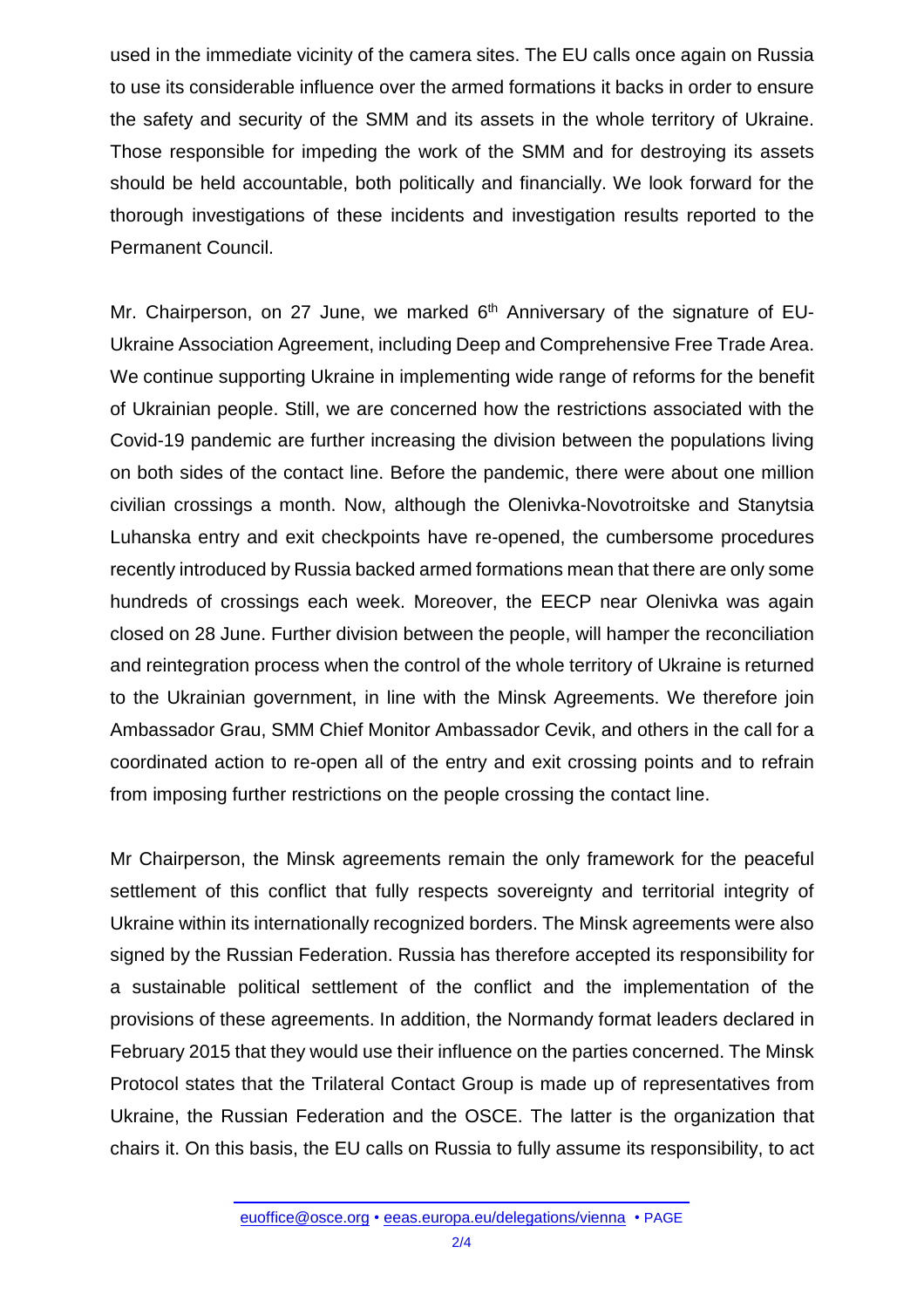used in the immediate vicinity of the camera sites. The EU calls once again on Russia to use its considerable influence over the armed formations it backs in order to ensure the safety and security of the SMM and its assets in the whole territory of Ukraine. Those responsible for impeding the work of the SMM and for destroying its assets should be held accountable, both politically and financially. We look forward for the thorough investigations of these incidents and investigation results reported to the Permanent Council.

Mr. Chairperson, on 27 June, we marked 6th Anniversary of the signature of EU-Ukraine Association Agreement, including Deep and Comprehensive Free Trade Area. We continue supporting Ukraine in implementing wide range of reforms for the benefit of Ukrainian people. Still, we are concerned how the restrictions associated with the Covid-19 pandemic are further increasing the division between the populations living on both sides of the contact line. Before the pandemic, there were about one million civilian crossings a month. Now, although the Olenivka-Novotroitske and Stanytsia Luhanska entry and exit checkpoints have re-opened, the cumbersome procedures recently introduced by Russia backed armed formations mean that there are only some hundreds of crossings each week. Moreover, the EECP near Olenivka was again closed on 28 June. Further division between the people, will hamper the reconciliation and reintegration process when the control of the whole territory of Ukraine is returned to the Ukrainian government, in line with the Minsk Agreements. We therefore join Ambassador Grau, SMM Chief Monitor Ambassador Cevik, and others in the call for a coordinated action to re-open all of the entry and exit crossing points and to refrain from imposing further restrictions on the people crossing the contact line.

Mr Chairperson, the Minsk agreements remain the only framework for the peaceful settlement of this conflict that fully respects sovereignty and territorial integrity of Ukraine within its internationally recognized borders. The Minsk agreements were also signed by the Russian Federation. Russia has therefore accepted its responsibility for a sustainable political settlement of the conflict and the implementation of the provisions of these agreements. In addition, the Normandy format leaders declared in February 2015 that they would use their influence on the parties concerned. The Minsk Protocol states that the Trilateral Contact Group is made up of representatives from Ukraine, the Russian Federation and the OSCE. The latter is the organization that chairs it. On this basis, the EU calls on Russia to fully assume its responsibility, to act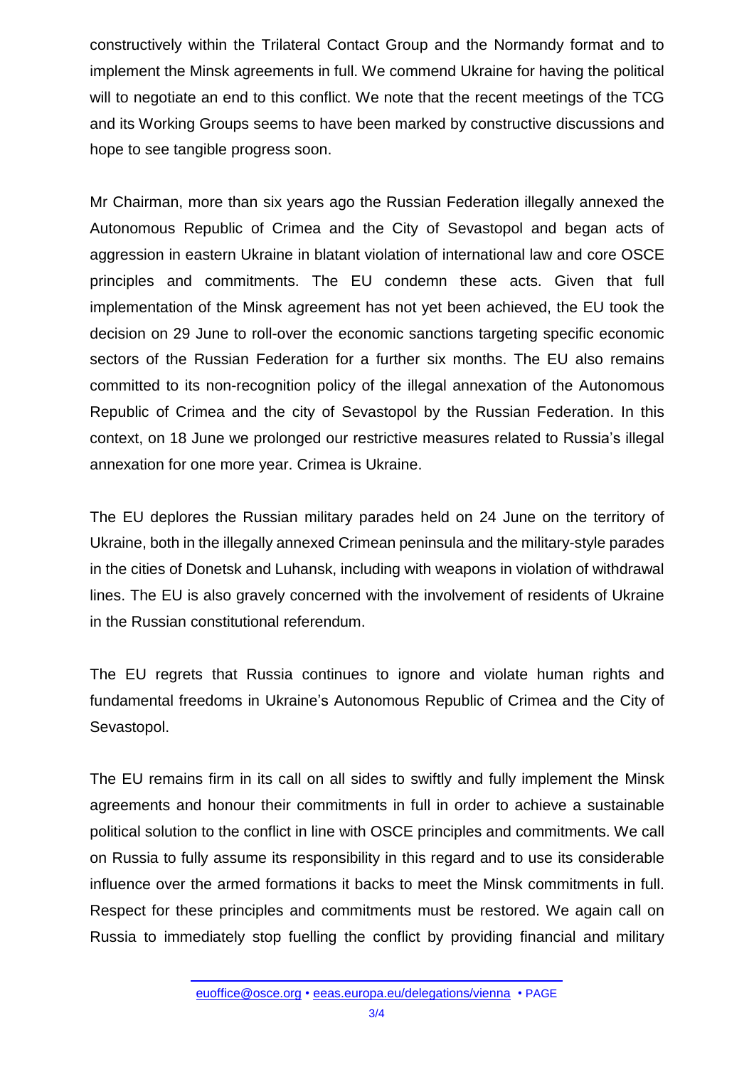constructively within the Trilateral Contact Group and the Normandy format and to implement the Minsk agreements in full. We commend Ukraine for having the political will to negotiate an end to this conflict. We note that the recent meetings of the TCG and its Working Groups seems to have been marked by constructive discussions and hope to see tangible progress soon.

Mr Chairman, more than six years ago the Russian Federation illegally annexed the Autonomous Republic of Crimea and the City of Sevastopol and began acts of aggression in eastern Ukraine in blatant violation of international law and core OSCE principles and commitments. The EU condemn these acts. Given that full implementation of the Minsk agreement has not yet been achieved, the EU took the decision on 29 June to roll-over the economic sanctions targeting specific economic sectors of the Russian Federation for a further six months. The EU also remains committed to its non-recognition policy of the illegal annexation of the Autonomous Republic of Crimea and the city of Sevastopol by the Russian Federation. In this context, on 18 June we prolonged our restrictive measures related to Russia's illegal annexation for one more year. Crimea is Ukraine.

The EU deplores the Russian military parades held on 24 June on the territory of Ukraine, both in the illegally annexed Crimean peninsula and the military-style parades in the cities of Donetsk and Luhansk, including with weapons in violation of withdrawal lines. The EU is also gravely concerned with the involvement of residents of Ukraine in the Russian constitutional referendum.

The EU regrets that Russia continues to ignore and violate human rights and fundamental freedoms in Ukraine's Autonomous Republic of Crimea and the City of Sevastopol.

The EU remains firm in its call on all sides to swiftly and fully implement the Minsk agreements and honour their commitments in full in order to achieve a sustainable political solution to the conflict in line with OSCE principles and commitments. We call on Russia to fully assume its responsibility in this regard and to use its considerable influence over the armed formations it backs to meet the Minsk commitments in full. Respect for these principles and commitments must be restored. We again call on Russia to immediately stop fuelling the conflict by providing financial and military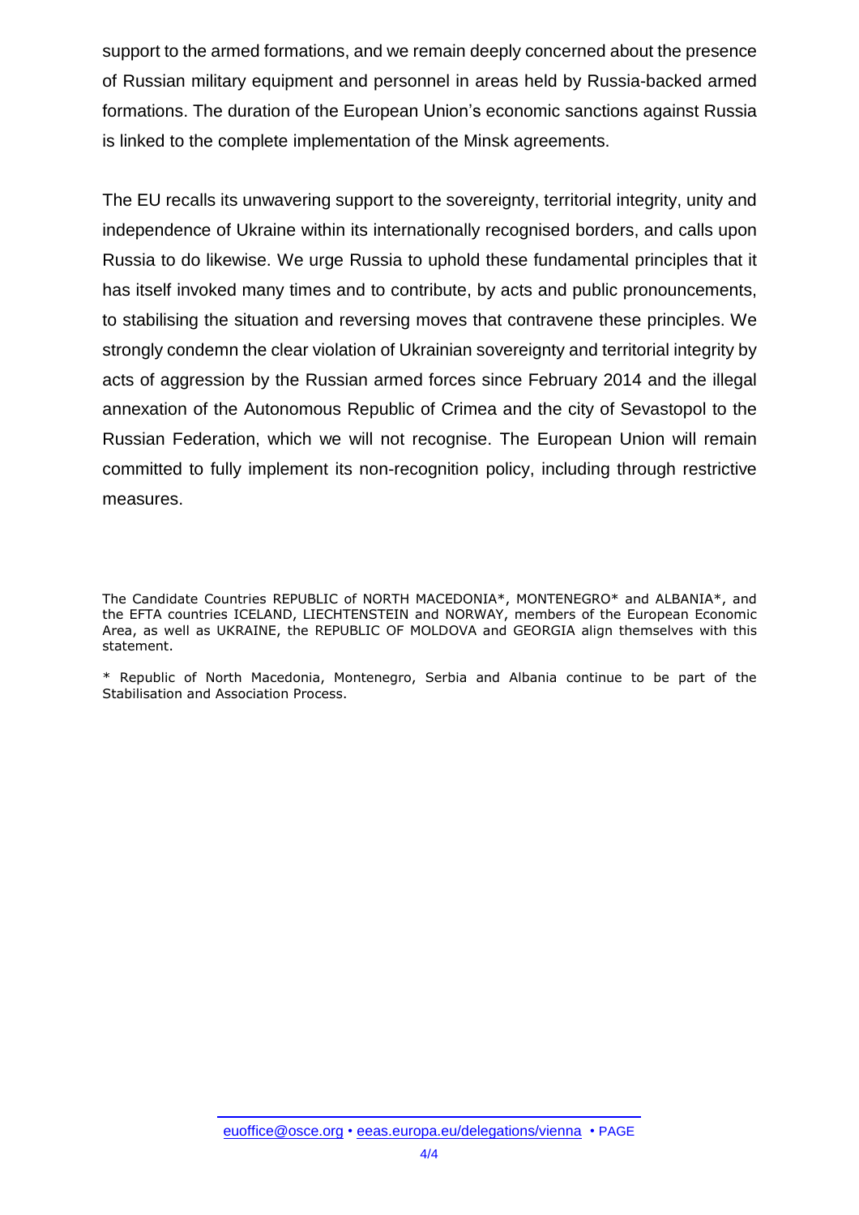support to the armed formations, and we remain deeply concerned about the presence of Russian military equipment and personnel in areas held by Russia-backed armed formations. The duration of the European Union's economic sanctions against Russia is linked to the complete implementation of the Minsk agreements.

The EU recalls its unwavering support to the sovereignty, territorial integrity, unity and independence of Ukraine within its internationally recognised borders, and calls upon Russia to do likewise. We urge Russia to uphold these fundamental principles that it has itself invoked many times and to contribute, by acts and public pronouncements, to stabilising the situation and reversing moves that contravene these principles. We strongly condemn the clear violation of Ukrainian sovereignty and territorial integrity by acts of aggression by the Russian armed forces since February 2014 and the illegal annexation of the Autonomous Republic of Crimea and the city of Sevastopol to the Russian Federation, which we will not recognise. The European Union will remain committed to fully implement its non-recognition policy, including through restrictive measures.

The Candidate Countries REPUBLIC of NORTH MACEDONIA*, MONTENEGRO* and ALBANIA*, and the EFTA countries ICELAND, LIECHTENSTEIN and NORWAY, members of the European Economic Area, as well as UKRAINE, the REPUBLIC OF MOLDOVA and GEORGIA align themselves with this statement.

* Republic of North Macedonia, Montenegro, Serbia and Albania continue to be part of the Stabilisation and Association Process.